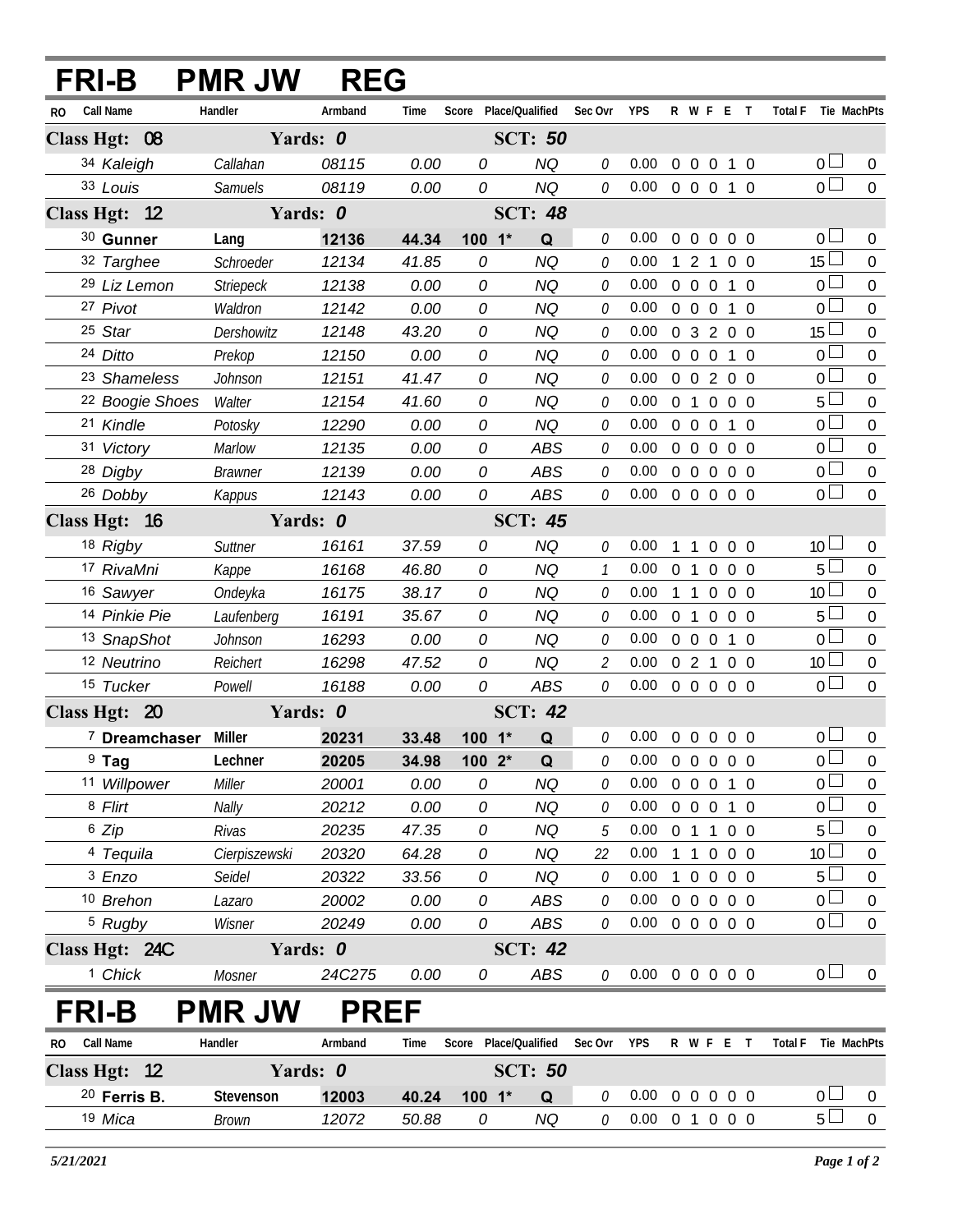# FRI-B PMR JW REG

| RO | Call Name | Handler | Armband | Time | Score | Place/Qualified | | Sec Ovr | YPS | R | W | F | E | T | Total F | Tie | MachPts |
|---|---|---|---|---|---|---|---|---|---|---|---|---|---|---|---|---|---|
| **Class Hgt: 08** | | **Yards: 0** | | | | **SCT: 50** | | | | | | | | | | | |
| 34 | Kaleigh | Callahan | 08115 | 0.00 | 0 | | NQ | 0 | 0.00 | 0 | 0 | 0 | 1 | 0 | 0 | ☐ | 0 |
| 33 | Louis | Samuels | 08119 | 0.00 | 0 | | NQ | 0 | 0.00 | 0 | 0 | 0 | 1 | 0 | 0 | ☐ | 0 |
| **Class Hgt: 12** | | **Yards: 0** | | | | **SCT: 48** | | | | | | | | | | | |
| 30 | **Gunner** | **Lang** | **12136** | **44.34** | **100** | **1*** | **Q** | 0 | 0.00 | 0 | 0 | 0 | 0 | 0 | 0 | ☐ | 0 |
| 32 | Targhee | Schroeder | 12134 | 41.85 | 0 | | NQ | 0 | 0.00 | 1 | 2 | 1 | 0 | 0 | 15 | ☐ | 0 |
| 29 | Liz Lemon | Striepeck | 12138 | 0.00 | 0 | | NQ | 0 | 0.00 | 0 | 0 | 0 | 1 | 0 | 0 | ☐ | 0 |
| 27 | Pivot | Waldron | 12142 | 0.00 | 0 | | NQ | 0 | 0.00 | 0 | 0 | 0 | 1 | 0 | 0 | ☐ | 0 |
| 25 | Star | Dershowitz | 12148 | 43.20 | 0 | | NQ | 0 | 0.00 | 0 | 3 | 2 | 0 | 0 | 15 | ☐ | 0 |
| 24 | Ditto | Prekop | 12150 | 0.00 | 0 | | NQ | 0 | 0.00 | 0 | 0 | 0 | 1 | 0 | 0 | ☐ | 0 |
| 23 | Shameless | Johnson | 12151 | 41.47 | 0 | | NQ | 0 | 0.00 | 0 | 0 | 2 | 0 | 0 | 0 | ☐ | 0 |
| 22 | Boogie Shoes | Walter | 12154 | 41.60 | 0 | | NQ | 0 | 0.00 | 0 | 1 | 0 | 0 | 0 | 5 | ☐ | 0 |
| 21 | Kindle | Potosky | 12290 | 0.00 | 0 | | NQ | 0 | 0.00 | 0 | 0 | 0 | 1 | 0 | 0 | ☐ | 0 |
| 31 | Victory | Marlow | 12135 | 0.00 | 0 | | ABS | 0 | 0.00 | 0 | 0 | 0 | 0 | 0 | 0 | ☐ | 0 |
| 28 | Digby | Brawner | 12139 | 0.00 | 0 | | ABS | 0 | 0.00 | 0 | 0 | 0 | 0 | 0 | 0 | ☐ | 0 |
| 26 | Dobby | Kappus | 12143 | 0.00 | 0 | | ABS | 0 | 0.00 | 0 | 0 | 0 | 0 | 0 | 0 | ☐ | 0 |
| **Class Hgt: 16** | | **Yards: 0** | | | | **SCT: 45** | | | | | | | | | | | |
| 18 | Rigby | Suttner | 16161 | 37.59 | 0 | | NQ | 0 | 0.00 | 1 | 1 | 0 | 0 | 0 | 10 | ☐ | 0 |
| 17 | RivaMni | Kappe | 16168 | 46.80 | 0 | | NQ | 1 | 0.00 | 0 | 1 | 0 | 0 | 0 | 5 | ☐ | 0 |
| 16 | Sawyer | Ondeyka | 16175 | 38.17 | 0 | | NQ | 0 | 0.00 | 1 | 1 | 0 | 0 | 0 | 10 | ☐ | 0 |
| 14 | Pinkie Pie | Laufenberg | 16191 | 35.67 | 0 | | NQ | 0 | 0.00 | 0 | 1 | 0 | 0 | 0 | 5 | ☐ | 0 |
| 13 | SnapShot | Johnson | 16293 | 0.00 | 0 | | NQ | 0 | 0.00 | 0 | 0 | 0 | 1 | 0 | 0 | ☐ | 0 |
| 12 | Neutrino | Reichert | 16298 | 47.52 | 0 | | NQ | 2 | 0.00 | 0 | 2 | 1 | 0 | 0 | 10 | ☐ | 0 |
| 15 | Tucker | Powell | 16188 | 0.00 | 0 | | ABS | 0 | 0.00 | 0 | 0 | 0 | 0 | 0 | 0 | ☐ | 0 |
| **Class Hgt: 20** | | **Yards: 0** | | | | **SCT: 42** | | | | | | | | | | | |
| 7 | **Dreamchaser** | **Miller** | **20231** | **33.48** | **100** | **1*** | **Q** | 0 | 0.00 | 0 | 0 | 0 | 0 | 0 | 0 | ☐ | 0 |
| 9 | **Tag** | **Lechner** | **20205** | **34.98** | **100** | **2*** | **Q** | 0 | 0.00 | 0 | 0 | 0 | 0 | 0 | 0 | ☐ | 0 |
| 11 | Willpower | Miller | 20001 | 0.00 | 0 | | NQ | 0 | 0.00 | 0 | 0 | 0 | 1 | 0 | 0 | ☐ | 0 |
| 8 | Flirt | Nally | 20212 | 0.00 | 0 | | NQ | 0 | 0.00 | 0 | 0 | 0 | 1 | 0 | 0 | ☐ | 0 |
| 6 | Zip | Rivas | 20235 | 47.35 | 0 | | NQ | 5 | 0.00 | 0 | 1 | 1 | 0 | 0 | 5 | ☐ | 0 |
| 4 | Tequila | Cierpiszewski | 20320 | 64.28 | 0 | | NQ | 22 | 0.00 | 1 | 1 | 0 | 0 | 0 | 10 | ☐ | 0 |
| 3 | Enzo | Seidel | 20322 | 33.56 | 0 | | NQ | 0 | 0.00 | 1 | 0 | 0 | 0 | 0 | 5 | ☐ | 0 |
| 10 | Brehon | Lazaro | 20002 | 0.00 | 0 | | ABS | 0 | 0.00 | 0 | 0 | 0 | 0 | 0 | 0 | ☐ | 0 |
| 5 | Rugby | Wisner | 20249 | 0.00 | 0 | | ABS | 0 | 0.00 | 0 | 0 | 0 | 0 | 0 | 0 | ☐ | 0 |
| **Class Hgt: 24C** | | **Yards: 0** | | | | **SCT: 42** | | | | | | | | | | | |
| 1 | Chick | Mosner | 24C275 | 0.00 | 0 | | ABS | 0 | 0.00 | 0 | 0 | 0 | 0 | 0 | 0 | ☐ | 0 |

# FRI-B PMR JW PREF

| RO | Call Name | Handler | Armband | Time | Score | Place/Qualified | | Sec Ovr | YPS | R | W | F | E | T | Total F | Tie | MachPts |
|---|---|---|---|---|---|---|---|---|---|---|---|---|---|---|---|---|---|
| **Class Hgt: 12** | | **Yards: 0** | | | | **SCT: 50** | | | | | | | | | | | |
| 20 | **Ferris B.** | **Stevenson** | **12003** | **40.24** | **100** | **1*** | **Q** | 0 | 0.00 | 0 | 0 | 0 | 0 | 0 | 0 | ☐ | 0 |
| 19 | Mica | Brown | 12072 | 50.88 | 0 | | NQ | 0 | 0.00 | 0 | 1 | 0 | 0 | 0 | 5 | ☐ | 0 |

*5/21/2021*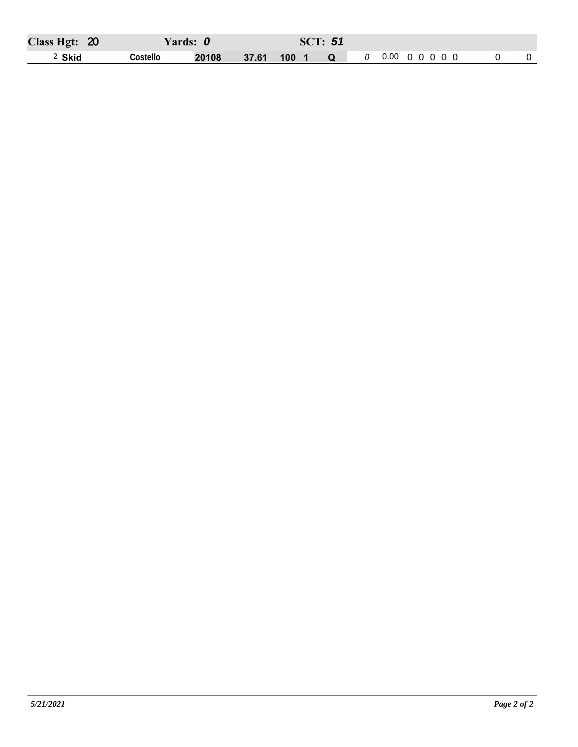| Class Hgt: 20 | | Yards: 0 | | | | SCT: 51 | | | | | | | | | | |
|---|---|---|---|---|---|---|---|---|---|---|---|---|---|---|---|---|
| 2 Skid | Costello | 20108 | 37.61 | 100 | 1 | Q | 0 | 0.00 | 0 | 0 | 0 | 0 | 0 | 0 | ☐ | 0 |

*5/21/2021*